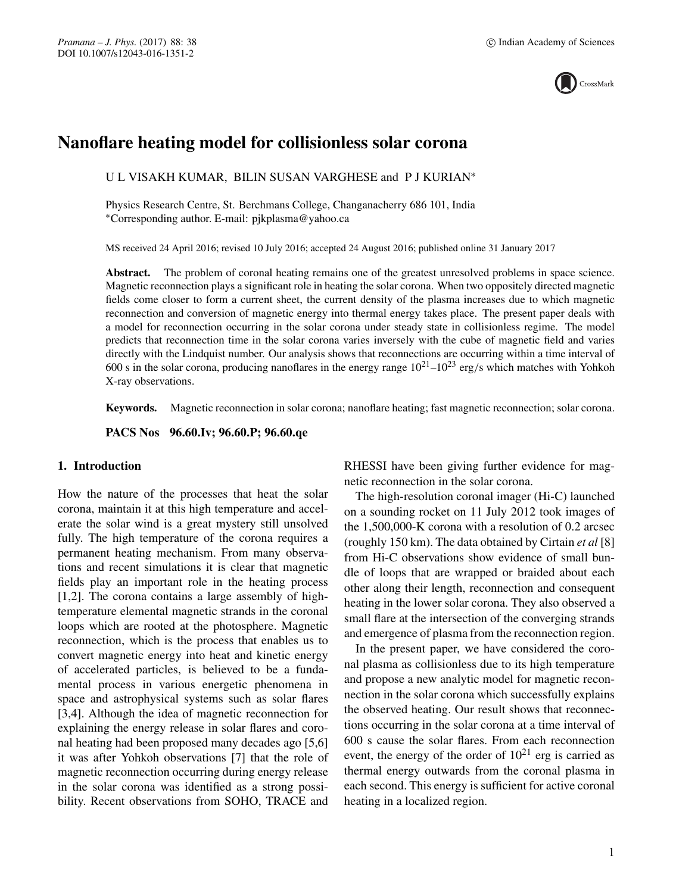# Nanoflare heating model for collisionless solar corona

U L VISAKH KUMAR, BILIN SUSAN VARGHESE and P J KURIAN*

Physics Research Centre, St. Berchmans College, Changanacherry 686 101, India
*Corresponding author. E-mail: pjkplasma@yahoo.ca

MS received 24 April 2016; revised 10 July 2016; accepted 24 August 2016; published online 31 January 2017

**Abstract.** The problem of coronal heating remains one of the greatest unresolved problems in space science. Magnetic reconnection plays a significant role in heating the solar corona. When two oppositely directed magnetic fields come closer to form a current sheet, the current density of the plasma increases due to which magnetic reconnection and conversion of magnetic energy into thermal energy takes place. The present paper deals with a model for reconnection occurring in the solar corona under steady state in collisionless regime. The model predicts that reconnection time in the solar corona varies inversely with the cube of magnetic field and varies directly with the Lindquist number. Our analysis shows that reconnections are occurring within a time interval of 600 s in the solar corona, producing nanoflares in the energy range $10^{21}$–$10^{23}$ erg/s which matches with Yohkoh X-ray observations.

**Keywords.** Magnetic reconnection in solar corona; nanoflare heating; fast magnetic reconnection; solar corona.

**PACS Nos 96.60.Iv; 96.60.P; 96.60.qe**

## 1. Introduction

How the nature of the processes that heat the solar corona, maintain it at this high temperature and accelerate the solar wind is a great mystery still unsolved fully. The high temperature of the corona requires a permanent heating mechanism. From many observations and recent simulations it is clear that magnetic fields play an important role in the heating process [1,2]. The corona contains a large assembly of high-temperature elemental magnetic strands in the coronal loops which are rooted at the photosphere. Magnetic reconnection, which is the process that enables us to convert magnetic energy into heat and kinetic energy of accelerated particles, is believed to be a fundamental process in various energetic phenomena in space and astrophysical systems such as solar flares [3,4]. Although the idea of magnetic reconnection for explaining the energy release in solar flares and coronal heating had been proposed many decades ago [5,6] it was after Yohkoh observations [7] that the role of magnetic reconnection occurring during energy release in the solar corona was identified as a strong possibility. Recent observations from SOHO, TRACE and RHESSI have been giving further evidence for magnetic reconnection in the solar corona.

The high-resolution coronal imager (Hi-C) launched on a sounding rocket on 11 July 2012 took images of the 1,500,000-K corona with a resolution of 0.2 arcsec (roughly 150 km). The data obtained by Cirtain *et al* [8] from Hi-C observations show evidence of small bundle of loops that are wrapped or braided about each other along their length, reconnection and consequent heating in the lower solar corona. They also observed a small flare at the intersection of the converging strands and emergence of plasma from the reconnection region.

In the present paper, we have considered the coronal plasma as collisionless due to its high temperature and propose a new analytic model for magnetic reconnection in the solar corona which successfully explains the observed heating. Our result shows that reconnections occurring in the solar corona at a time interval of 600 s cause the solar flares. From each reconnection event, the energy of the order of $10^{21}$ erg is carried as thermal energy outwards from the coronal plasma in each second. This energy is sufficient for active coronal heating in a localized region.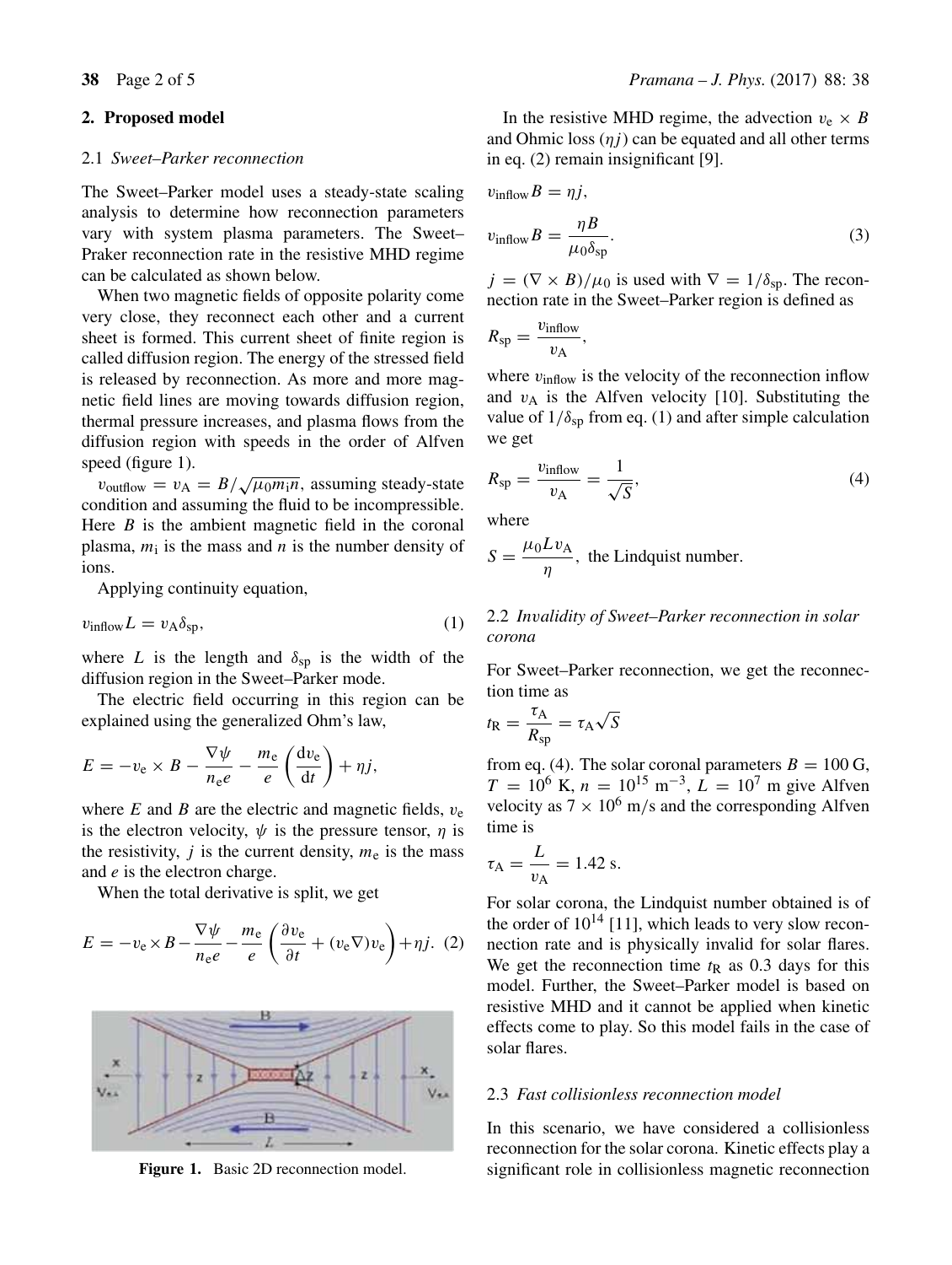## 2. Proposed model

### 2.1 *Sweet–Parker reconnection*

The Sweet–Parker model uses a steady-state scaling analysis to determine how reconnection parameters vary with system plasma parameters. The Sweet–Praker reconnection rate in the resistive MHD regime can be calculated as shown below.

When two magnetic fields of opposite polarity come very close, they reconnect each other and a current sheet is formed. This current sheet of finite region is called diffusion region. The energy of the stressed field is released by reconnection. As more and more magnetic field lines are moving towards diffusion region, thermal pressure increases, and plasma flows from the diffusion region with speeds in the order of Alfven speed (figure 1).

$v_{\text{outflow}} = v_{\text{A}} = B/\sqrt{\mu_0 m_{\text{i}} n}$, assuming steady-state condition and assuming the fluid to be incompressible. Here $B$ is the ambient magnetic field in the coronal plasma, $m_{\text{i}}$ is the mass and $n$ is the number density of ions.

Applying continuity equation,

$$v_{\text{inflow}} L = v_{\text{A}} \delta_{\text{sp}}, \tag{1}$$

where $L$ is the length and $\delta_{\text{sp}}$ is the width of the diffusion region in the Sweet–Parker mode.

The electric field occurring in this region can be explained using the generalized Ohm's law,

$$E = -v_{\text{e}} \times B - \frac{\nabla \psi}{n_{\text{e}} e} - \frac{m_{\text{e}}}{e}\left(\frac{\text{d}v_{\text{e}}}{\text{d}t}\right) + \eta j,$$

where $E$ and $B$ are the electric and magnetic fields, $v_{\text{e}}$ is the electron velocity, $\psi$ is the pressure tensor, $\eta$ is the resistivity, $j$ is the current density, $m_{\text{e}}$ is the mass and $e$ is the electron charge.

When the total derivative is split, we get

$$E = -v_{\text{e}} \times B - \frac{\nabla \psi}{n_{\text{e}} e} - \frac{m_{\text{e}}}{e}\left(\frac{\partial v_{\text{e}}}{\partial t} + (v_{\text{e}} \nabla) v_{\text{e}}\right) + \eta j. \tag{2}$$

Figure 1. Basic 2D reconnection model.

In the resistive MHD regime, the advection $v_{\text{e}} \times B$ and Ohmic loss $(\eta j)$ can be equated and all other terms in eq. (2) remain insignificant [9].

$$v_{\text{inflow}} B = \eta j,$$

$$v_{\text{inflow}} B = \frac{\eta B}{\mu_0 \delta_{\text{sp}}}. \tag{3}$$

$j = (\nabla \times B)/\mu_0$ is used with $\nabla = 1/\delta_{\text{sp}}$. The reconnection rate in the Sweet–Parker region is defined as

$$R_{\text{sp}} = \frac{v_{\text{inflow}}}{v_{\text{A}}},$$

where $v_{\text{inflow}}$ is the velocity of the reconnection inflow and $v_{\text{A}}$ is the Alfven velocity [10]. Substituting the value of $1/\delta_{\text{sp}}$ from eq. (1) and after simple calculation we get

$$R_{\text{sp}} = \frac{v_{\text{inflow}}}{v_{\text{A}}} = \frac{1}{\sqrt{S}}, \tag{4}$$

where

$$S = \frac{\mu_0 L v_{\text{A}}}{\eta}, \text{ the Lindquist number.}$$

### 2.2 *Invalidity of Sweet–Parker reconnection in solar corona*

For Sweet–Parker reconnection, we get the reconnection time as

$$t_{\text{R}} = \frac{\tau_{\text{A}}}{R_{\text{sp}}} = \tau_{\text{A}} \sqrt{S}$$

from eq. (4). The solar coronal parameters $B = 100$ G, $T = 10^6$ K, $n = 10^{15}$ m$^{-3}$, $L = 10^7$ m give Alfven velocity as $7 \times 10^6$ m/s and the corresponding Alfven time is

$$\tau_{\text{A}} = \frac{L}{v_{\text{A}}} = 1.42 \text{ s}.$$

For solar corona, the Lindquist number obtained is of the order of $10^{14}$ [11], which leads to very slow reconnection rate and is physically invalid for solar flares. We get the reconnection time $t_{\text{R}}$ as 0.3 days for this model. Further, the Sweet–Parker model is based on resistive MHD and it cannot be applied when kinetic effects come to play. So this model fails in the case of solar flares.

### 2.3 *Fast collisionless reconnection model*

In this scenario, we have considered a collisionless reconnection for the solar corona. Kinetic effects play a significant role in collisionless magnetic reconnection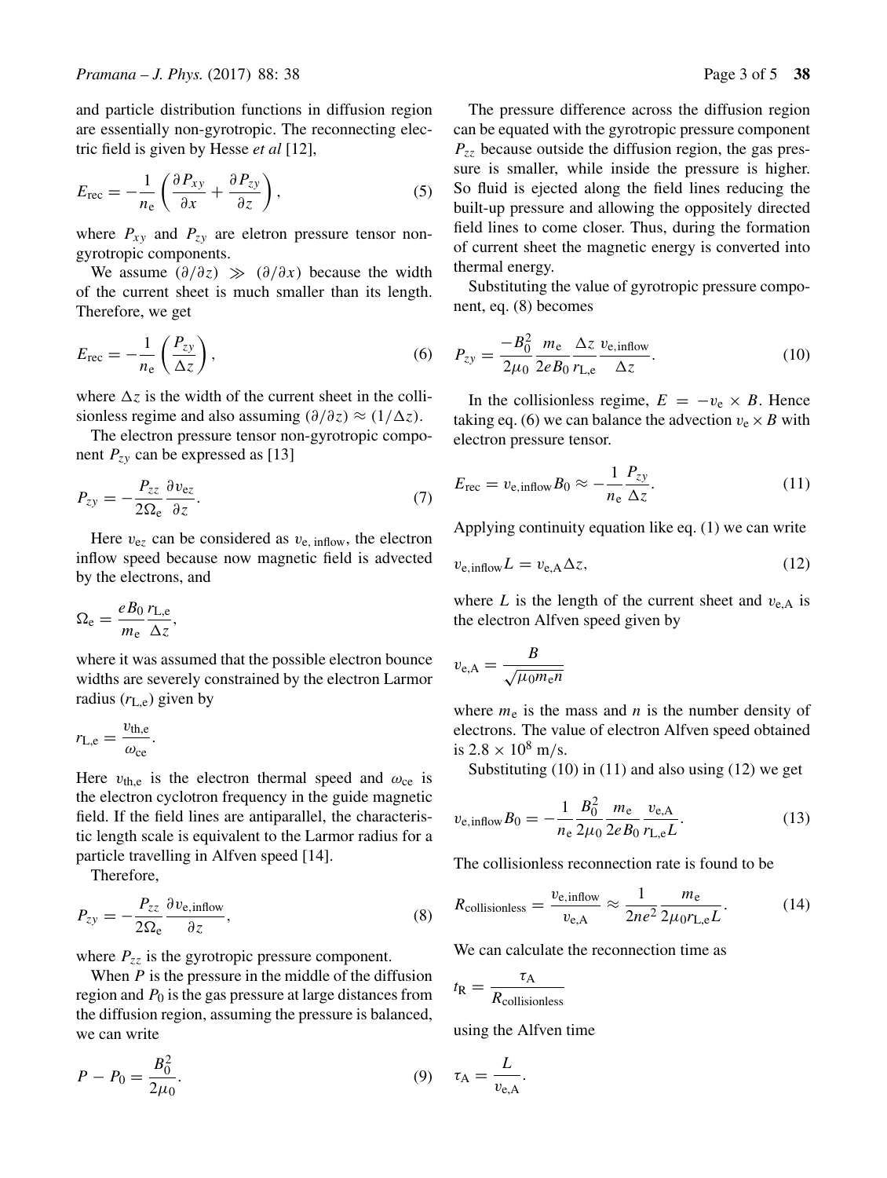and particle distribution functions in diffusion region are essentially non-gyrotropic. The reconnecting electric field is given by Hesse *et al* [12],

$$E_{\rm rec} = -\frac{1}{n_{\rm e}}\left(\frac{\partial P_{xy}}{\partial x} + \frac{\partial P_{zy}}{\partial z}\right), \tag{5}$$

where $P_{xy}$ and $P_{zy}$ are eletron pressure tensor non-gyrotropic components.

We assume $(\partial/\partial z) \gg (\partial/\partial x)$ because the width of the current sheet is much smaller than its length. Therefore, we get

$$E_{\rm rec} = -\frac{1}{n_{\rm e}}\left(\frac{P_{zy}}{\Delta z}\right), \tag{6}$$

where $\Delta z$ is the width of the current sheet in the collisionless regime and also assuming $(\partial/\partial z) \approx (1/\Delta z)$.

The electron pressure tensor non-gyrotropic component $P_{zy}$ can be expressed as [13]

$$P_{zy} = -\frac{P_{zz}}{2\Omega_{\rm e}}\frac{\partial v_{{\rm e}z}}{\partial z}. \tag{7}$$

Here $v_{{\rm e}z}$ can be considered as $v_{\rm e,\,inflow}$, the electron inflow speed because now magnetic field is advected by the electrons, and

$$\Omega_{\rm e} = \frac{eB_0}{m_{\rm e}}\frac{r_{\rm L,e}}{\Delta z},$$

where it was assumed that the possible electron bounce widths are severely constrained by the electron Larmor radius ($r_{\rm L,e}$) given by

$$r_{\rm L,e} = \frac{v_{\rm th,e}}{\omega_{\rm ce}}.$$

Here $v_{\rm th,e}$ is the electron thermal speed and $\omega_{\rm ce}$ is the electron cyclotron frequency in the guide magnetic field. If the field lines are antiparallel, the characteristic length scale is equivalent to the Larmor radius for a particle travelling in Alfven speed [14].

Therefore,

$$P_{zy} = -\frac{P_{zz}}{2\Omega_{\rm e}}\frac{\partial v_{\rm e,inflow}}{\partial z}, \tag{8}$$

where $P_{zz}$ is the gyrotropic pressure component.

When $P$ is the pressure in the middle of the diffusion region and $P_0$ is the gas pressure at large distances from the diffusion region, assuming the pressure is balanced, we can write

$$P - P_0 = \frac{B_0^2}{2\mu_0}. \tag{9}$$

The pressure difference across the diffusion region can be equated with the gyrotropic pressure component $P_{zz}$ because outside the diffusion region, the gas pressure is smaller, while inside the pressure is higher. So fluid is ejected along the field lines reducing the built-up pressure and allowing the oppositely directed field lines to come closer. Thus, during the formation of current sheet the magnetic energy is converted into thermal energy.

Substituting the value of gyrotropic pressure component, eq. (8) becomes

$$P_{zy} = \frac{-B_0^2}{2\mu_0}\frac{m_{\rm e}}{2eB_0}\frac{\Delta z}{r_{\rm L,e}}\frac{v_{\rm e,inflow}}{\Delta z}. \tag{10}$$

In the collisionless regime, $E = -v_{\rm e} \times B$. Hence taking eq. (6) we can balance the advection $v_{\rm e} \times B$ with electron pressure tensor.

$$E_{\rm rec} = v_{\rm e,inflow}B_0 \approx -\frac{1}{n_{\rm e}}\frac{P_{zy}}{\Delta z}. \tag{11}$$

Applying continuity equation like eq. (1) we can write

$$v_{\rm e,inflow}L = v_{\rm e,A}\Delta z, \tag{12}$$

where $L$ is the length of the current sheet and $v_{\rm e,A}$ is the electron Alfven speed given by

$$v_{\rm e,A} = \frac{B}{\sqrt{\mu_0 m_{\rm e} n}}$$

where $m_{\rm e}$ is the mass and $n$ is the number density of electrons. The value of electron Alfven speed obtained is $2.8 \times 10^8$ m/s.

Substituting (10) in (11) and also using (12) we get

$$v_{\rm e,inflow}B_0 = -\frac{1}{n_{\rm e}}\frac{B_0^2}{2\mu_0}\frac{m_{\rm e}}{2eB_0}\frac{v_{\rm e,A}}{r_{\rm L,e}L}. \tag{13}$$

The collisionless reconnection rate is found to be

$$R_{\rm collisionless} = \frac{v_{\rm e,inflow}}{v_{\rm e,A}} \approx \frac{1}{2ne^2}\frac{m_{\rm e}}{2\mu_0 r_{\rm L,e}L}. \tag{14}$$

We can calculate the reconnection time as

$$t_{\rm R} = \frac{\tau_{\rm A}}{R_{\rm collisionless}}$$

using the Alfven time

$$\tau_{\rm A} = \frac{L}{v_{\rm e,A}}.$$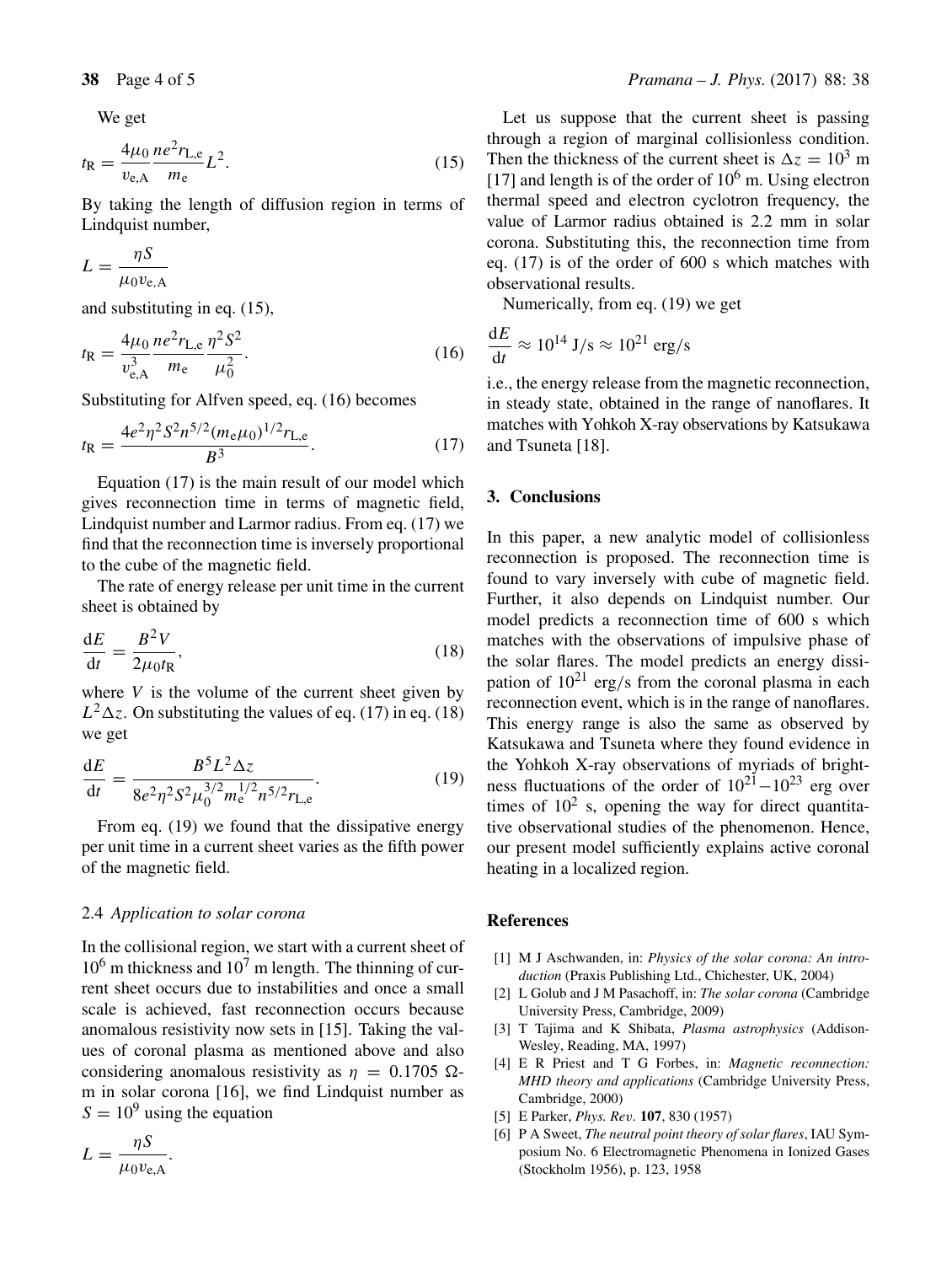We get

$$t_{\mathrm{R}} = \frac{4\mu_0}{v_{\mathrm{e,A}}} \frac{ne^2 r_{\mathrm{L,e}}}{m_{\mathrm{e}}} L^2. \tag{15}$$

By taking the length of diffusion region in terms of Lindquist number,

$$L = \frac{\eta S}{\mu_0 v_{\mathrm{e,A}}}$$

and substituting in eq. (15),

$$t_{\mathrm{R}} = \frac{4\mu_0}{v_{\mathrm{e,A}}^3} \frac{ne^2 r_{\mathrm{L,e}}}{m_{\mathrm{e}}} \frac{\eta^2 S^2}{\mu_0^2}. \tag{16}$$

Substituting for Alfven speed, eq. (16) becomes

$$t_{\mathrm{R}} = \frac{4e^2\eta^2 S^2 n^{5/2} (m_{\mathrm{e}}\mu_0)^{1/2} r_{\mathrm{L,e}}}{B^3}. \tag{17}$$

Equation (17) is the main result of our model which gives reconnection time in terms of magnetic field, Lindquist number and Larmor radius. From eq. (17) we find that the reconnection time is inversely proportional to the cube of the magnetic field.

The rate of energy release per unit time in the current sheet is obtained by

$$\frac{\mathrm{d}E}{\mathrm{d}t} = \frac{B^2 V}{2\mu_0 t_{\mathrm{R}}}, \tag{18}$$

where $V$ is the volume of the current sheet given by $L^2 \Delta z$. On substituting the values of eq. (17) in eq. (18) we get

$$\frac{\mathrm{d}E}{\mathrm{d}t} = \frac{B^5 L^2 \Delta z}{8e^2\eta^2 S^2 \mu_0^{3/2} m_{\mathrm{e}}^{1/2} n^{5/2} r_{\mathrm{L,e}}}. \tag{19}$$

From eq. (19) we found that the dissipative energy per unit time in a current sheet varies as the fifth power of the magnetic field.

### 2.4 *Application to solar corona*

In the collisional region, we start with a current sheet of $10^6$ m thickness and $10^7$ m length. The thinning of current sheet occurs due to instabilities and once a small scale is achieved, fast reconnection occurs because anomalous resistivity now sets in [15]. Taking the values of coronal plasma as mentioned above and also considering anomalous resistivity as $\eta = 0.1705$ Ω-m in solar corona [16], we find Lindquist number as $S = 10^9$ using the equation

$$L = \frac{\eta S}{\mu_0 v_{\mathrm{e,A}}}.$$

Let us suppose that the current sheet is passing through a region of marginal collisionless condition. Then the thickness of the current sheet is $\Delta z = 10^3$ m [17] and length is of the order of $10^6$ m. Using electron thermal speed and electron cyclotron frequency, the value of Larmor radius obtained is 2.2 mm in solar corona. Substituting this, the reconnection time from eq. (17) is of the order of 600 s which matches with observational results.

Numerically, from eq. (19) we get

$$\frac{\mathrm{d}E}{\mathrm{d}t} \approx 10^{14} \text{ J/s} \approx 10^{21} \text{ erg/s}$$

i.e., the energy release from the magnetic reconnection, in steady state, obtained in the range of nanoflares. It matches with Yohkoh X-ray observations by Katsukawa and Tsuneta [18].

## 3. Conclusions

In this paper, a new analytic model of collisionless reconnection is proposed. The reconnection time is found to vary inversely with cube of magnetic field. Further, it also depends on Lindquist number. Our model predicts a reconnection time of 600 s which matches with the observations of impulsive phase of the solar flares. The model predicts an energy dissipation of $10^{21}$ erg/s from the coronal plasma in each reconnection event, which is in the range of nanoflares. This energy range is also the same as observed by Katsukawa and Tsuneta where they found evidence in the Yohkoh X-ray observations of myriads of brightness fluctuations of the order of $10^{21}$–$10^{23}$ erg over times of $10^2$ s, opening the way for direct quantitative observational studies of the phenomenon. Hence, our present model sufficiently explains active coronal heating in a localized region.

## References

[1] M J Aschwanden, in: *Physics of the solar corona: An introduction* (Praxis Publishing Ltd., Chichester, UK, 2004)

[2] L Golub and J M Pasachoff, in: *The solar corona* (Cambridge University Press, Cambridge, 2009)

[3] T Tajima and K Shibata, *Plasma astrophysics* (Addison-Wesley, Reading, MA, 1997)

[4] E R Priest and T G Forbes, in: *Magnetic reconnection: MHD theory and applications* (Cambridge University Press, Cambridge, 2000)

[5] E Parker, *Phys. Rev.* **107**, 830 (1957)

[6] P A Sweet, *The neutral point theory of solar flares*, IAU Symposium No. 6 Electromagnetic Phenomena in Ionized Gases (Stockholm 1956), p. 123, 1958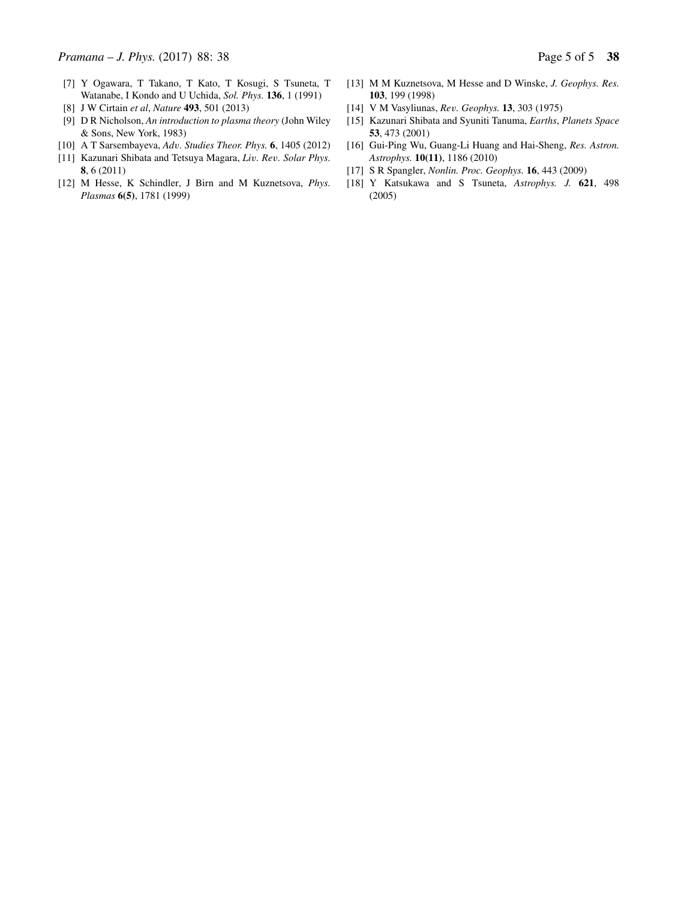[7] Y Ogawara, T Takano, T Kato, T Kosugi, S Tsuneta, T Watanabe, I Kondo and U Uchida, *Sol. Phys.* **136**, 1 (1991)

[8] J W Cirtain *et al*, *Nature* **493**, 501 (2013)

[9] D R Nicholson, *An introduction to plasma theory* (John Wiley & Sons, New York, 1983)

[10] A T Sarsembayeva, *Adv. Studies Theor. Phys.* **6**, 1405 (2012)

[11] Kazunari Shibata and Tetsuya Magara, *Liv. Rev. Solar Phys.* **8**, 6 (2011)

[12] M Hesse, K Schindler, J Birn and M Kuznetsova, *Phys. Plasmas* **6(5)**, 1781 (1999)

[13] M M Kuznetsova, M Hesse and D Winske, *J. Geophys. Res.* **103**, 199 (1998)

[14] V M Vasyliunas, *Rev. Geophys.* **13**, 303 (1975)

[15] Kazunari Shibata and Syuniti Tanuma, *Earths, Planets Space* **53**, 473 (2001)

[16] Gui-Ping Wu, Guang-Li Huang and Hai-Sheng, *Res. Astron. Astrophys.* **10(11)**, 1186 (2010)

[17] S R Spangler, *Nonlin. Proc. Geophys.* **16**, 443 (2009)

[18] Y Katsukawa and S Tsuneta, *Astrophys. J.* **621**, 498 (2005)